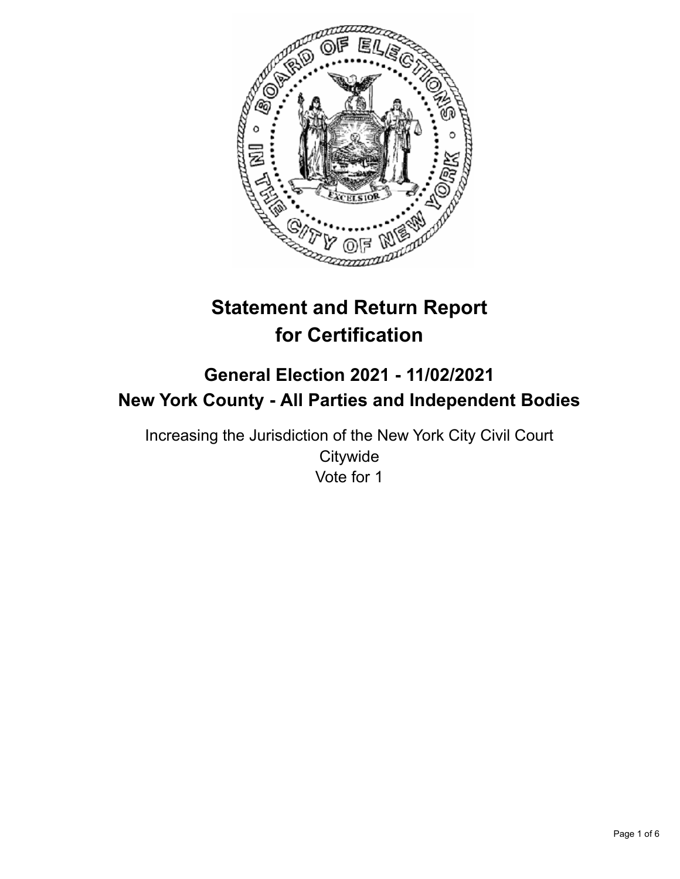# Statement and Return Report for Certification

## General Election 2021 - 11/02/2021
## New York County - All Parties and Independent Bodies

Increasing the Jurisdiction of the New York City Civil Court
Citywide
Vote for 1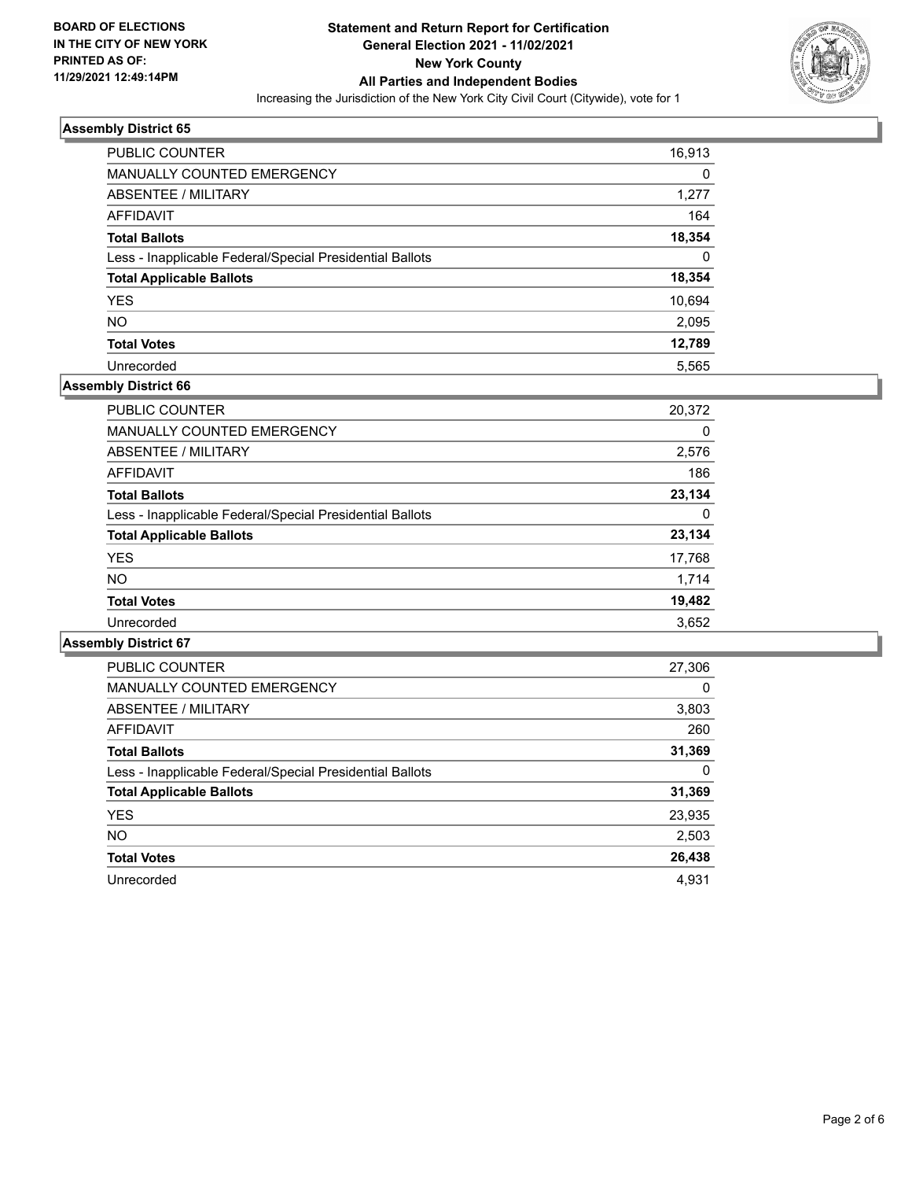**BOARD OF ELECTIONS IN THE CITY OF NEW YORK PRINTED AS OF: 11/29/2021 12:49:14PM**

**Statement and Return Report for Certification General Election 2021 - 11/02/2021 New York County All Parties and Independent Bodies**

Increasing the Jurisdiction of the New York City Civil Court (Citywide), vote for 1

### Assembly District 65

| | |
|---|---|
| PUBLIC COUNTER | 16,913 |
| MANUALLY COUNTED EMERGENCY | 0 |
| ABSENTEE / MILITARY | 1,277 |
| AFFIDAVIT | 164 |
| **Total Ballots** | **18,354** |
| Less - Inapplicable Federal/Special Presidential Ballots | 0 |
| **Total Applicable Ballots** | **18,354** |
| YES | 10,694 |
| NO | 2,095 |
| **Total Votes** | **12,789** |
| Unrecorded | 5,565 |

### Assembly District 66

| | |
|---|---|
| PUBLIC COUNTER | 20,372 |
| MANUALLY COUNTED EMERGENCY | 0 |
| ABSENTEE / MILITARY | 2,576 |
| AFFIDAVIT | 186 |
| **Total Ballots** | **23,134** |
| Less - Inapplicable Federal/Special Presidential Ballots | 0 |
| **Total Applicable Ballots** | **23,134** |
| YES | 17,768 |
| NO | 1,714 |
| **Total Votes** | **19,482** |
| Unrecorded | 3,652 |

### Assembly District 67

| | |
|---|---|
| PUBLIC COUNTER | 27,306 |
| MANUALLY COUNTED EMERGENCY | 0 |
| ABSENTEE / MILITARY | 3,803 |
| AFFIDAVIT | 260 |
| **Total Ballots** | **31,369** |
| Less - Inapplicable Federal/Special Presidential Ballots | 0 |
| **Total Applicable Ballots** | **31,369** |
| YES | 23,935 |
| NO | 2,503 |
| **Total Votes** | **26,438** |
| Unrecorded | 4,931 |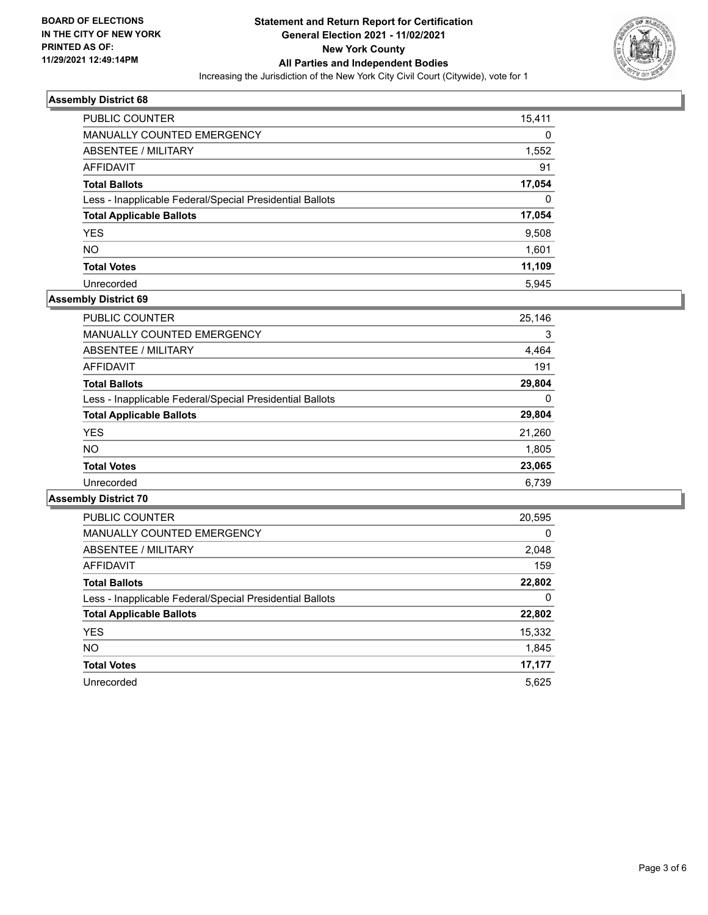**BOARD OF ELECTIONS IN THE CITY OF NEW YORK PRINTED AS OF: 11/29/2021 12:49:14PM**

# Statement and Return Report for Certification
## General Election 2021 - 11/02/2021
## New York County
## All Parties and Independent Bodies

Increasing the Jurisdiction of the New York City Civil Court (Citywide), vote for 1

### Assembly District 68

| | |
|---|---|
| PUBLIC COUNTER | 15,411 |
| MANUALLY COUNTED EMERGENCY | 0 |
| ABSENTEE / MILITARY | 1,552 |
| AFFIDAVIT | 91 |
| **Total Ballots** | **17,054** |
| Less - Inapplicable Federal/Special Presidential Ballots | 0 |
| **Total Applicable Ballots** | **17,054** |
| YES | 9,508 |
| NO | 1,601 |
| **Total Votes** | **11,109** |
| Unrecorded | 5,945 |

### Assembly District 69

| | |
|---|---|
| PUBLIC COUNTER | 25,146 |
| MANUALLY COUNTED EMERGENCY | 3 |
| ABSENTEE / MILITARY | 4,464 |
| AFFIDAVIT | 191 |
| **Total Ballots** | **29,804** |
| Less - Inapplicable Federal/Special Presidential Ballots | 0 |
| **Total Applicable Ballots** | **29,804** |
| YES | 21,260 |
| NO | 1,805 |
| **Total Votes** | **23,065** |
| Unrecorded | 6,739 |

### Assembly District 70

| | |
|---|---|
| PUBLIC COUNTER | 20,595 |
| MANUALLY COUNTED EMERGENCY | 0 |
| ABSENTEE / MILITARY | 2,048 |
| AFFIDAVIT | 159 |
| **Total Ballots** | **22,802** |
| Less - Inapplicable Federal/Special Presidential Ballots | 0 |
| **Total Applicable Ballots** | **22,802** |
| YES | 15,332 |
| NO | 1,845 |
| **Total Votes** | **17,177** |
| Unrecorded | 5,625 |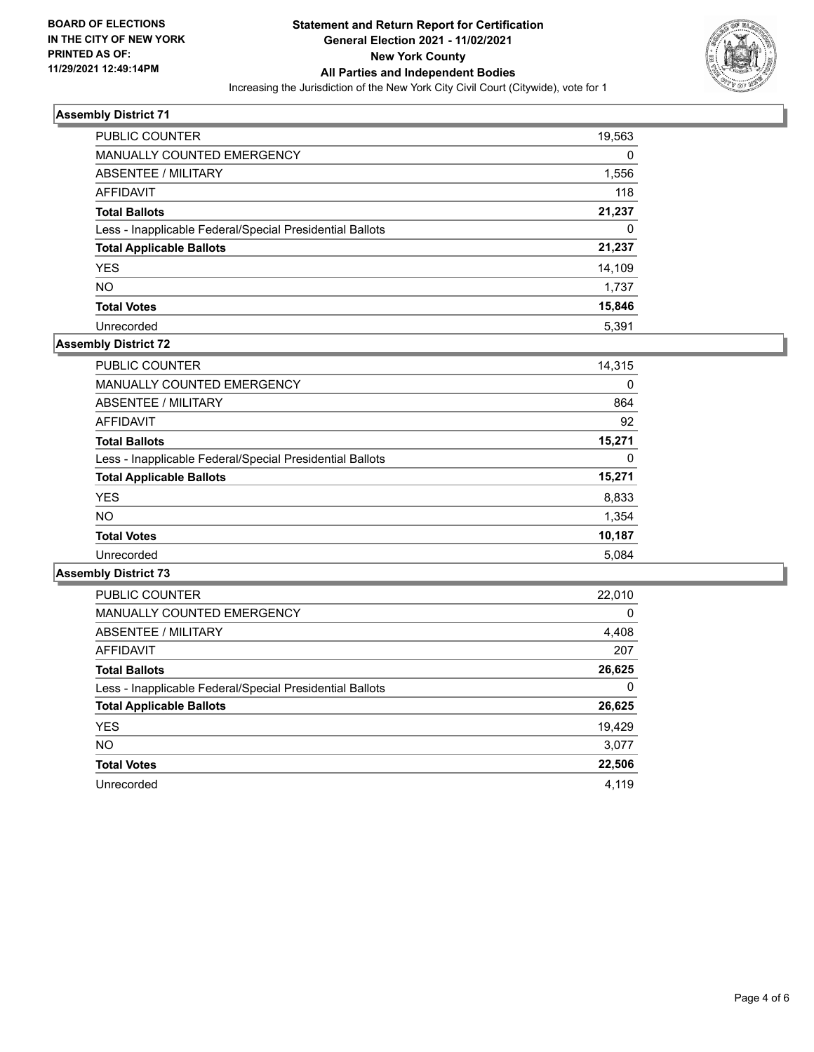**BOARD OF ELECTIONS IN THE CITY OF NEW YORK PRINTED AS OF: 11/29/2021 12:49:14PM**

# Statement and Return Report for Certification General Election 2021 - 11/02/2021 New York County All Parties and Independent Bodies

Increasing the Jurisdiction of the New York City Civil Court (Citywide), vote for 1

## Assembly District 71

| | |
|---|---|
| PUBLIC COUNTER | 19,563 |
| MANUALLY COUNTED EMERGENCY | 0 |
| ABSENTEE / MILITARY | 1,556 |
| AFFIDAVIT | 118 |
| **Total Ballots** | **21,237** |
| Less - Inapplicable Federal/Special Presidential Ballots | 0 |
| **Total Applicable Ballots** | **21,237** |
| YES | 14,109 |
| NO | 1,737 |
| **Total Votes** | **15,846** |
| Unrecorded | 5,391 |

## Assembly District 72

| | |
|---|---|
| PUBLIC COUNTER | 14,315 |
| MANUALLY COUNTED EMERGENCY | 0 |
| ABSENTEE / MILITARY | 864 |
| AFFIDAVIT | 92 |
| **Total Ballots** | **15,271** |
| Less - Inapplicable Federal/Special Presidential Ballots | 0 |
| **Total Applicable Ballots** | **15,271** |
| YES | 8,833 |
| NO | 1,354 |
| **Total Votes** | **10,187** |
| Unrecorded | 5,084 |

## Assembly District 73

| | |
|---|---|
| PUBLIC COUNTER | 22,010 |
| MANUALLY COUNTED EMERGENCY | 0 |
| ABSENTEE / MILITARY | 4,408 |
| AFFIDAVIT | 207 |
| **Total Ballots** | **26,625** |
| Less - Inapplicable Federal/Special Presidential Ballots | 0 |
| **Total Applicable Ballots** | **26,625** |
| YES | 19,429 |
| NO | 3,077 |
| **Total Votes** | **22,506** |
| Unrecorded | 4,119 |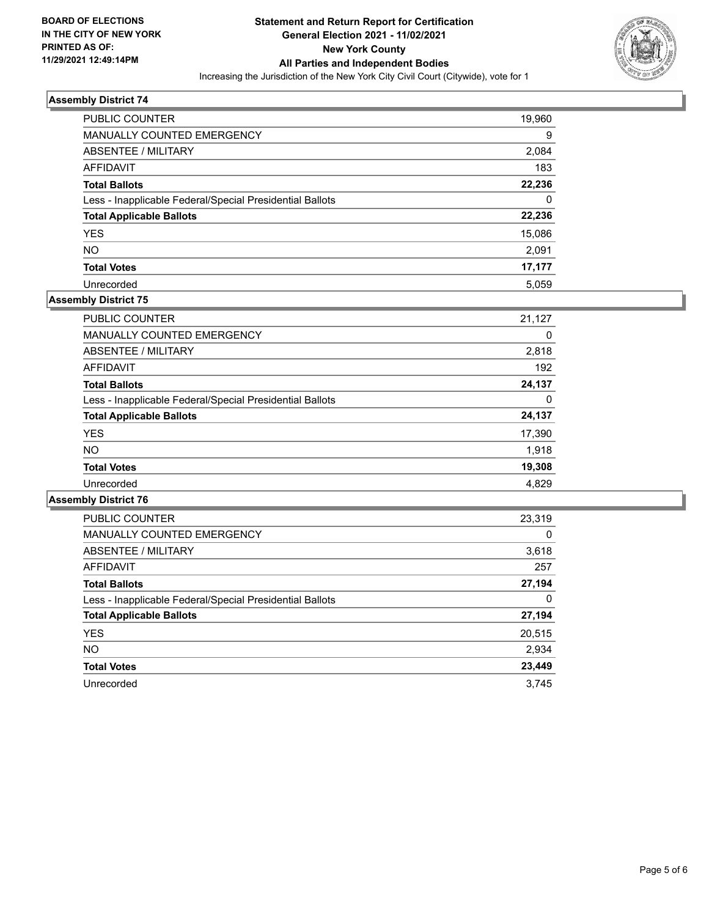**BOARD OF ELECTIONS IN THE CITY OF NEW YORK PRINTED AS OF: 11/29/2021 12:49:14PM**

**Statement and Return Report for Certification General Election 2021 - 11/02/2021 New York County All Parties and Independent Bodies**

Increasing the Jurisdiction of the New York City Civil Court (Citywide), vote for 1

### Assembly District 74

| | |
|---|---|
| PUBLIC COUNTER | 19,960 |
| MANUALLY COUNTED EMERGENCY | 9 |
| ABSENTEE / MILITARY | 2,084 |
| AFFIDAVIT | 183 |
| **Total Ballots** | **22,236** |
| Less - Inapplicable Federal/Special Presidential Ballots | 0 |
| **Total Applicable Ballots** | **22,236** |
| YES | 15,086 |
| NO | 2,091 |
| **Total Votes** | **17,177** |
| Unrecorded | 5,059 |

### Assembly District 75

| | |
|---|---|
| PUBLIC COUNTER | 21,127 |
| MANUALLY COUNTED EMERGENCY | 0 |
| ABSENTEE / MILITARY | 2,818 |
| AFFIDAVIT | 192 |
| **Total Ballots** | **24,137** |
| Less - Inapplicable Federal/Special Presidential Ballots | 0 |
| **Total Applicable Ballots** | **24,137** |
| YES | 17,390 |
| NO | 1,918 |
| **Total Votes** | **19,308** |
| Unrecorded | 4,829 |

### Assembly District 76

| | |
|---|---|
| PUBLIC COUNTER | 23,319 |
| MANUALLY COUNTED EMERGENCY | 0 |
| ABSENTEE / MILITARY | 3,618 |
| AFFIDAVIT | 257 |
| **Total Ballots** | **27,194** |
| Less - Inapplicable Federal/Special Presidential Ballots | 0 |
| **Total Applicable Ballots** | **27,194** |
| YES | 20,515 |
| NO | 2,934 |
| **Total Votes** | **23,449** |
| Unrecorded | 3,745 |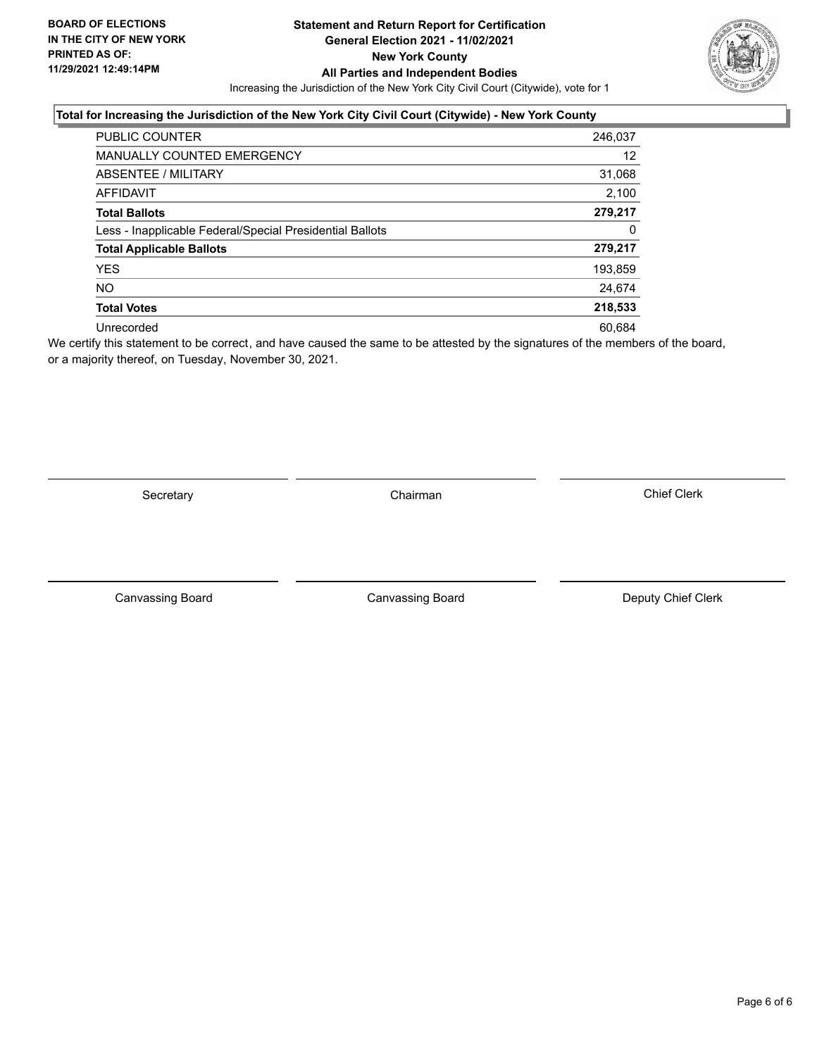**BOARD OF ELECTIONS IN THE CITY OF NEW YORK PRINTED AS OF: 11/29/2021 12:49:14PM**

**Statement and Return Report for Certification General Election 2021 - 11/02/2021 New York County All Parties and Independent Bodies**

Increasing the Jurisdiction of the New York City Civil Court (Citywide), vote for 1

### Total for Increasing the Jurisdiction of the New York City Civil Court (Citywide) - New York County

| | |
|---|---|
| PUBLIC COUNTER | 246,037 |
| MANUALLY COUNTED EMERGENCY | 12 |
| ABSENTEE / MILITARY | 31,068 |
| AFFIDAVIT | 2,100 |
| **Total Ballots** | **279,217** |
| Less - Inapplicable Federal/Special Presidential Ballots | 0 |
| **Total Applicable Ballots** | **279,217** |
| YES | 193,859 |
| NO | 24,674 |
| **Total Votes** | **218,533** |
| Unrecorded | 60,684 |

We certify this statement to be correct, and have caused the same to be attested by the signatures of the members of the board, or a majority thereof, on Tuesday, November 30, 2021.

Secretary

Chairman

Chief Clerk

Canvassing Board

Canvassing Board

Deputy Chief Clerk